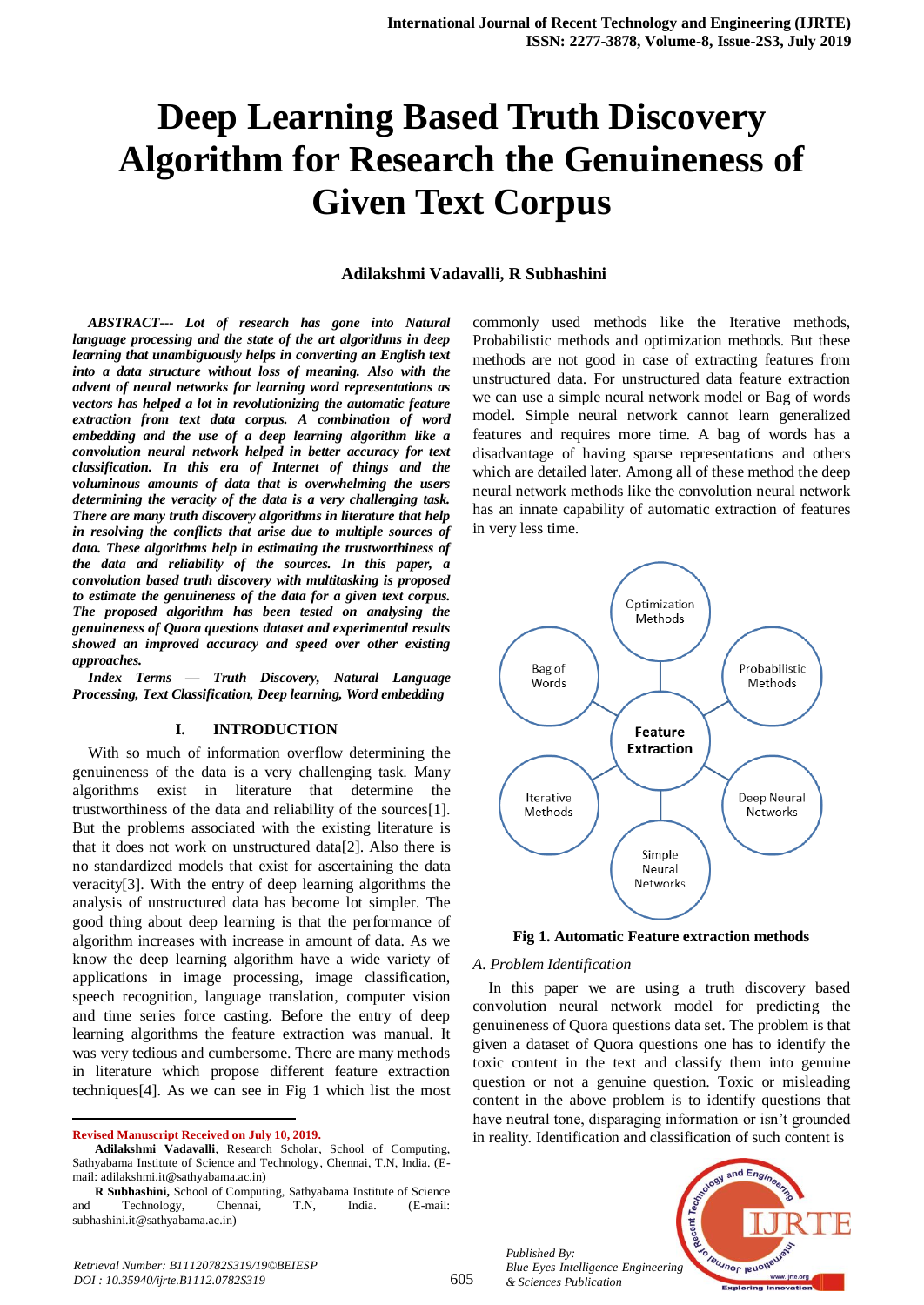# Deep Learning Based Truth Discovery Algorithm for Research the Genuineness of Given Text Corpus

**Adilakshmi Vadavalli, R Subhashini**

***ABSTRACT--- Lot of research has gone into Natural language processing and the state of the art algorithms in deep learning that unambiguously helps in converting an English text into a data structure without loss of meaning. Also with the advent of neural networks for learning word representations as vectors has helped a lot in revolutionizing the automatic feature extraction from text data corpus. A combination of word embedding and the use of a deep learning algorithm like a convolution neural network helped in better accuracy for text classification. In this era of Internet of things and the voluminous amounts of data that is overwhelming the users determining the veracity of the data is a very challenging task. There are many truth discovery algorithms in literature that help in resolving the conflicts that arise due to multiple sources of data. These algorithms help in estimating the trustworthiness of the data and reliability of the sources. In this paper, a convolution based truth discovery with multitasking is proposed to estimate the genuineness of the data for a given text corpus. The proposed algorithm has been tested on analysing the genuineness of Quora questions dataset and experimental results showed an improved accuracy and speed over other existing approaches.***

***Index Terms — Truth Discovery, Natural Language Processing, Text Classification, Deep learning, Word embedding***

## I. INTRODUCTION

With so much of information overflow determining the genuineness of the data is a very challenging task. Many algorithms exist in literature that determine the trustworthiness of the data and reliability of the sources[1]. But the problems associated with the existing literature is that it does not work on unstructured data[2]. Also there is no standardized models that exist for ascertaining the data veracity[3]. With the entry of deep learning algorithms the analysis of unstructured data has become lot simpler. The good thing about deep learning is that the performance of algorithm increases with increase in amount of data. As we know the deep learning algorithm have a wide variety of applications in image processing, image classification, speech recognition, language translation, computer vision and time series force casting. Before the entry of deep learning algorithms the feature extraction was manual. It was very tedious and cumbersome. There are many methods in literature which propose different feature extraction techniques[4]. As we can see in Fig 1 which list the most commonly used methods like the Iterative methods, Probabilistic methods and optimization methods. But these methods are not good in case of extracting features from unstructured data. For unstructured data feature extraction we can use a simple neural network model or Bag of words model. Simple neural network cannot learn generalized features and requires more time. A bag of words has a disadvantage of having sparse representations and others which are detailed later. Among all of these method the deep neural network methods like the convolution neural network has an innate capability of automatic extraction of features in very less time.

Feature Extraction — Optimization Methods, Probabilistic Methods, Deep Neural Networks, Simple Neural Networks, Iterative Methods, Bag of Words

**Fig 1. Automatic Feature extraction methods**

### *A. Problem Identification*

In this paper we are using a truth discovery based convolution neural network model for predicting the genuineness of Quora questions data set. The problem is that given a dataset of Quora questions one has to identify the toxic content in the text and classify them into genuine question or not a genuine question. Toxic or misleading content in the above problem is to identify questions that have neutral tone, disparaging information or isn't grounded in reality. Identification and classification of such content is

---

**Revised Manuscript Received on July 10, 2019.**

**Adilakshmi Vadavalli**, Research Scholar, School of Computing, Sathyabama Institute of Science and Technology, Chennai, T.N, India. (E-mail: adilakshmi.it@sathyabama.ac.in)

**R Subhashini,** School of Computing, Sathyabama Institute of Science and Technology, Chennai, T.N, India. (E-mail: subhashini.it@sathyabama.ac.in)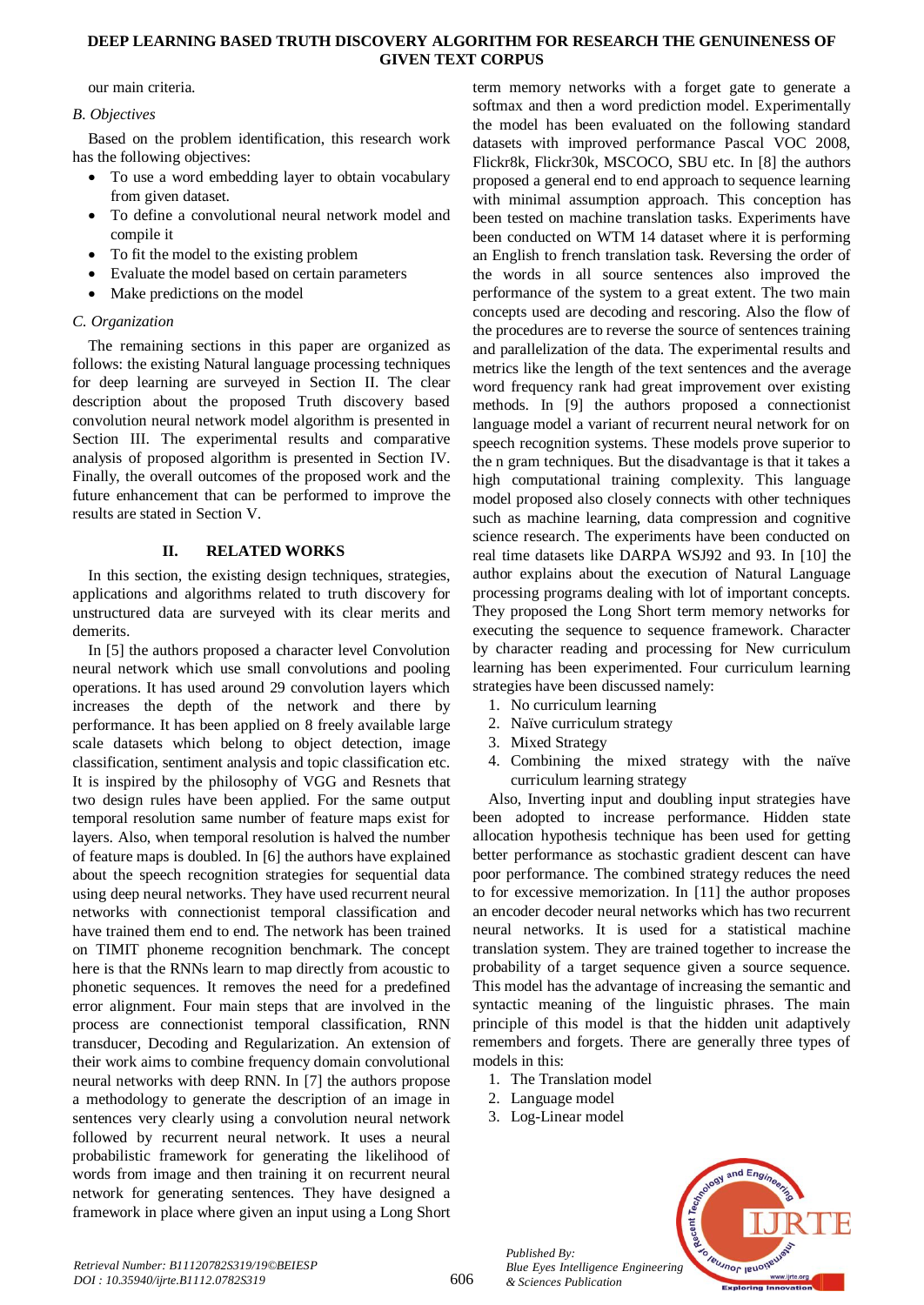our main criteria.

### B. Objectives

Based on the problem identification, this research work has the following objectives:

- To use a word embedding layer to obtain vocabulary from given dataset.
- To define a convolutional neural network model and compile it
- To fit the model to the existing problem
- Evaluate the model based on certain parameters
- Make predictions on the model

### C. Organization

The remaining sections in this paper are organized as follows: the existing Natural language processing techniques for deep learning are surveyed in Section II. The clear description about the proposed Truth discovery based convolution neural network model algorithm is presented in Section III. The experimental results and comparative analysis of proposed algorithm is presented in Section IV. Finally, the overall outcomes of the proposed work and the future enhancement that can be performed to improve the results are stated in Section V.

## II. RELATED WORKS

In this section, the existing design techniques, strategies, applications and algorithms related to truth discovery for unstructured data are surveyed with its clear merits and demerits.

In [5] the authors proposed a character level Convolution neural network which use small convolutions and pooling operations. It has used around 29 convolution layers which increases the depth of the network and there by performance. It has been applied on 8 freely available large scale datasets which belong to object detection, image classification, sentiment analysis and topic classification etc. It is inspired by the philosophy of VGG and Resnets that two design rules have been applied. For the same output temporal resolution same number of feature maps exist for layers. Also, when temporal resolution is halved the number of feature maps is doubled. In [6] the authors have explained about the speech recognition strategies for sequential data using deep neural networks. They have used recurrent neural networks with connectionist temporal classification and have trained them end to end. The network has been trained on TIMIT phoneme recognition benchmark. The concept here is that the RNNs learn to map directly from acoustic to phonetic sequences. It removes the need for a predefined error alignment. Four main steps that are involved in the process are connectionist temporal classification, RNN transducer, Decoding and Regularization. An extension of their work aims to combine frequency domain convolutional neural networks with deep RNN. In [7] the authors propose a methodology to generate the description of an image in sentences very clearly using a convolution neural network followed by recurrent neural network. It uses a neural probabilistic framework for generating the likelihood of words from image and then training it on recurrent neural network for generating sentences. They have designed a framework in place where given an input using a Long Short term memory networks with a forget gate to generate a softmax and then a word prediction model. Experimentally the model has been evaluated on the following standard datasets with improved performance Pascal VOC 2008, Flickr8k, Flickr30k, MSCOCO, SBU etc. In [8] the authors proposed a general end to end approach to sequence learning with minimal assumption approach. This conception has been tested on machine translation tasks. Experiments have been conducted on WTM 14 dataset where it is performing an English to french translation task. Reversing the order of the words in all source sentences also improved the performance of the system to a great extent. The two main concepts used are decoding and rescoring. Also the flow of the procedures are to reverse the source of sentences training and parallelization of the data. The experimental results and metrics like the length of the text sentences and the average word frequency rank had great improvement over existing methods. In [9] the authors proposed a connectionist language model a variant of recurrent neural network for on speech recognition systems. These models prove superior to the n gram techniques. But the disadvantage is that it takes a high computational training complexity. This language model proposed also closely connects with other techniques such as machine learning, data compression and cognitive science research. The experiments have been conducted on real time datasets like DARPA WSJ92 and 93. In [10] the author explains about the execution of Natural Language processing programs dealing with lot of important concepts. They proposed the Long Short term memory networks for executing the sequence to sequence framework. Character by character reading and processing for New curriculum learning has been experimented. Four curriculum learning strategies have been discussed namely:

1. No curriculum learning
2. Naïve curriculum strategy
3. Mixed Strategy
4. Combining the mixed strategy with the naïve curriculum learning strategy

Also, Inverting input and doubling input strategies have been adopted to increase performance. Hidden state allocation hypothesis technique has been used for getting better performance as stochastic gradient descent can have poor performance. The combined strategy reduces the need to for excessive memorization. In [11] the author proposes an encoder decoder neural networks which has two recurrent neural networks. It is used for a statistical machine translation system. They are trained together to increase the probability of a target sequence given a source sequence. This model has the advantage of increasing the semantic and syntactic meaning of the linguistic phrases. The main principle of this model is that the hidden unit adaptively remembers and forgets. There are generally three types of models in this:

1. The Translation model
2. Language model
3. Log-Linear model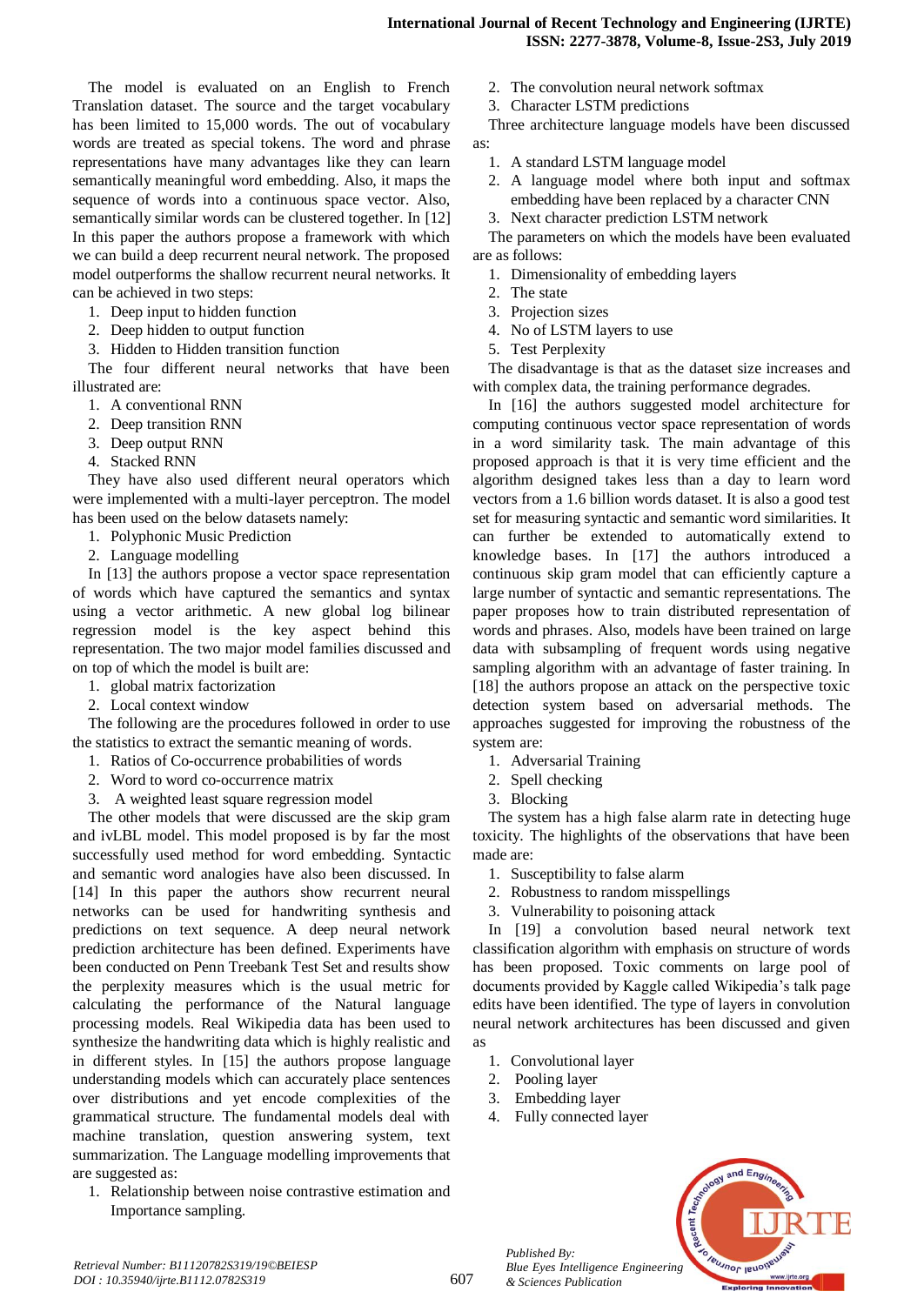The model is evaluated on an English to French Translation dataset. The source and the target vocabulary has been limited to 15,000 words. The out of vocabulary words are treated as special tokens. The word and phrase representations have many advantages like they can learn semantically meaningful word embedding. Also, it maps the sequence of words into a continuous space vector. Also, semantically similar words can be clustered together. In [12] In this paper the authors propose a framework with which we can build a deep recurrent neural network. The proposed model outperforms the shallow recurrent neural networks. It can be achieved in two steps:

1. Deep input to hidden function
2. Deep hidden to output function
3. Hidden to Hidden transition function

The four different neural networks that have been illustrated are:

1. A conventional RNN
2. Deep transition RNN
3. Deep output RNN
4. Stacked RNN

They have also used different neural operators which were implemented with a multi-layer perceptron. The model has been used on the below datasets namely:

1. Polyphonic Music Prediction
2. Language modelling

In [13] the authors propose a vector space representation of words which have captured the semantics and syntax using a vector arithmetic. A new global log bilinear regression model is the key aspect behind this representation. The two major model families discussed and on top of which the model is built are:

1. global matrix factorization
2. Local context window

The following are the procedures followed in order to use the statistics to extract the semantic meaning of words.

1. Ratios of Co-occurrence probabilities of words
2. Word to word co-occurrence matrix
3. A weighted least square regression model

The other models that were discussed are the skip gram and ivLBL model. This model proposed is by far the most successfully used method for word embedding. Syntactic and semantic word analogies have also been discussed. In [14] In this paper the authors show recurrent neural networks can be used for handwriting synthesis and predictions on text sequence. A deep neural network prediction architecture has been defined. Experiments have been conducted on Penn Treebank Test Set and results show the perplexity measures which is the usual metric for calculating the performance of the Natural language processing models. Real Wikipedia data has been used to synthesize the handwriting data which is highly realistic and in different styles. In [15] the authors propose language understanding models which can accurately place sentences over distributions and yet encode complexities of the grammatical structure. The fundamental models deal with machine translation, question answering system, text summarization. The Language modelling improvements that are suggested as:

1. Relationship between noise contrastive estimation and Importance sampling.
2. The convolution neural network softmax
3. Character LSTM predictions

Three architecture language models have been discussed as:

1. A standard LSTM language model
2. A language model where both input and softmax embedding have been replaced by a character CNN
3. Next character prediction LSTM network

The parameters on which the models have been evaluated are as follows:

1. Dimensionality of embedding layers
2. The state
3. Projection sizes
4. No of LSTM layers to use
5. Test Perplexity

The disadvantage is that as the dataset size increases and with complex data, the training performance degrades.

In [16] the authors suggested model architecture for computing continuous vector space representation of words in a word similarity task. The main advantage of this proposed approach is that it is very time efficient and the algorithm designed takes less than a day to learn word vectors from a 1.6 billion words dataset. It is also a good test set for measuring syntactic and semantic word similarities. It can further be extended to automatically extend to knowledge bases. In [17] the authors introduced a continuous skip gram model that can efficiently capture a large number of syntactic and semantic representations. The paper proposes how to train distributed representation of words and phrases. Also, models have been trained on large data with subsampling of frequent words using negative sampling algorithm with an advantage of faster training. In [18] the authors propose an attack on the perspective toxic detection system based on adversarial methods. The approaches suggested for improving the robustness of the system are:

1. Adversarial Training
2. Spell checking
3. Blocking

The system has a high false alarm rate in detecting huge toxicity. The highlights of the observations that have been made are:

1. Susceptibility to false alarm
2. Robustness to random misspellings
3. Vulnerability to poisoning attack

In [19] a convolution based neural network text classification algorithm with emphasis on structure of words has been proposed. Toxic comments on large pool of documents provided by Kaggle called Wikipedia's talk page edits have been identified. The type of layers in convolution neural network architectures has been discussed and given as

1. Convolutional layer
2. Pooling layer
3. Embedding layer
4. Fully connected layer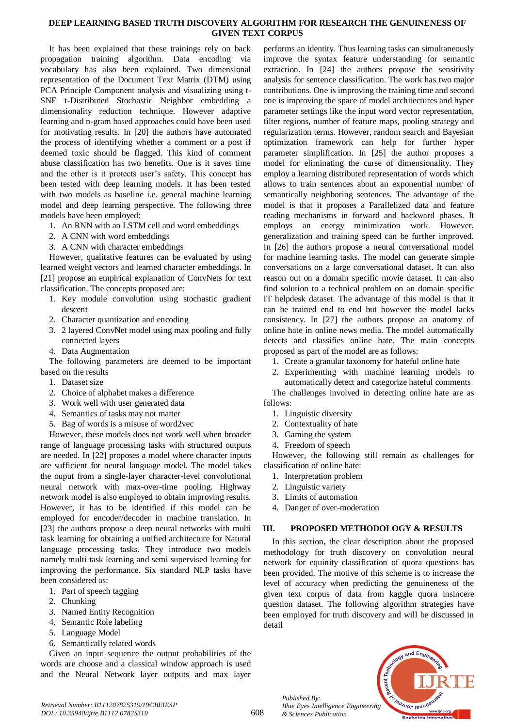It has been explained that these trainings rely on back propagation training algorithm. Data encoding via vocabulary has also been explained. Two dimensional representation of the Document Text Matrix (DTM) using PCA Principle Component analysis and visualizing using t-SNE t-Distributed Stochastic Neighbor embedding a dimensionality reduction technique. However adaptive learning and n-gram based approaches could have been used for motivating results. In [20] the authors have automated the process of identifying whether a comment or a post if deemed toxic should be flagged. This kind of comment abuse classification has two benefits. One is it saves time and the other is it protects user's safety. This concept has been tested with deep learning models. It has been tested with two models as baseline i.e. general machine learning model and deep learning perspective. The following three models have been employed:

1. An RNN with an LSTM cell and word embeddings
2. A CNN with word embeddings
3. A CNN with character embeddings

However, qualitative features can be evaluated by using learned weight vectors and learned character embeddings. In [21] propose an empirical explanation of ConvNets for text classification. The concepts proposed are:

1. Key module convolution using stochastic gradient descent
2. Character quantization and encoding
3. 2 layered ConvNet model using max pooling and fully connected layers
4. Data Augmentation

The following parameters are deemed to be important based on the results

1. Dataset size
2. Choice of alphabet makes a difference
3. Work well with user generated data
4. Semantics of tasks may not matter
5. Bag of words is a misuse of word2vec

However, these models does not work well when broader range of language processing tasks with structured outputs are needed. In [22] proposes a model where character inputs are sufficient for neural language model. The model takes the ouput from a single-layer character-level convolutional neural network with max-over-time pooling. Highway network model is also employed to obtain improving results. However, it has to be identified if this model can be employed for encoder/decoder in machine translation. In [23] the authors propose a deep neural networks with multi task learning for obtaining a unified architecture for Natural language processing tasks. They introduce two models namely multi task learning and semi supervised learning for improving the performance. Six standard NLP tasks have been considered as:

1. Part of speech tagging
2. Chunking
3. Named Entity Recognition
4. Semantic Role labeling
5. Language Model
6. Semantically related words

Given an input sequence the output probabilities of the words are choose and a classical window approach is used and the Neural Network layer outputs and max layer performs an identity. Thus learning tasks can simultaneously improve the syntax feature understanding for semantic extraction. In [24] the authors propose the sensitivity analysis for sentence classification. The work has two major contributions. One is improving the training time and second one is improving the space of model architectures and hyper parameter settings like the input word vector representation, filter regions, number of feature maps, pooling strategy and regularization terms. However, random search and Bayesian optimization framework can help for further hyper parameter simplification. In [25] the author proposes a model for eliminating the curse of dimensionality. They employ a learning distributed representation of words which allows to train sentences about an exponential number of semantically neighboring sentences. The advantage of the model is that it proposes a Parallelized data and feature reading mechanisms in forward and backward phases. It employs an energy minimization work. However, generalization and training speed can be further improved. In [26] the authors propose a neural conversational model for machine learning tasks. The model can generate simple conversations on a large conversational dataset. It can also reason out on a domain specific movie dataset. It can also find solution to a technical problem on an domain specific IT helpdesk dataset. The advantage of this model is that it can be trained end to end but however the model lacks consistency. In [27] the authors propose an anatomy of online hate in online news media. The model automatically detects and classifies online hate. The main concepts proposed as part of the model are as follows:

1. Create a granular taxonomy for hateful online hate
2. Experimenting with machine learning models to automatically detect and categorize hateful comments

The challenges involved in detecting online hate are as follows:

1. Linguistic diversity
2. Contextuality of hate
3. Gaming the system
4. Freedom of speech

However, the following still remain as challenges for classification of online hate:

1. Interpretation problem
2. Linguistic variety
3. Limits of automation
4. Danger of over-moderation

## III. PROPOSED METHODOLOGY & RESULTS

In this section, the clear description about the proposed methodology for truth discovery on convolution neural network for equinity classification of quora questions has been provided. The motive of this scheme is to increase the level of accuracy when predicting the genuineness of the given text corpus of data from kaggle quora insincere question dataset. The following algorithm strategies have been employed for truth discovery and will be discussed in detail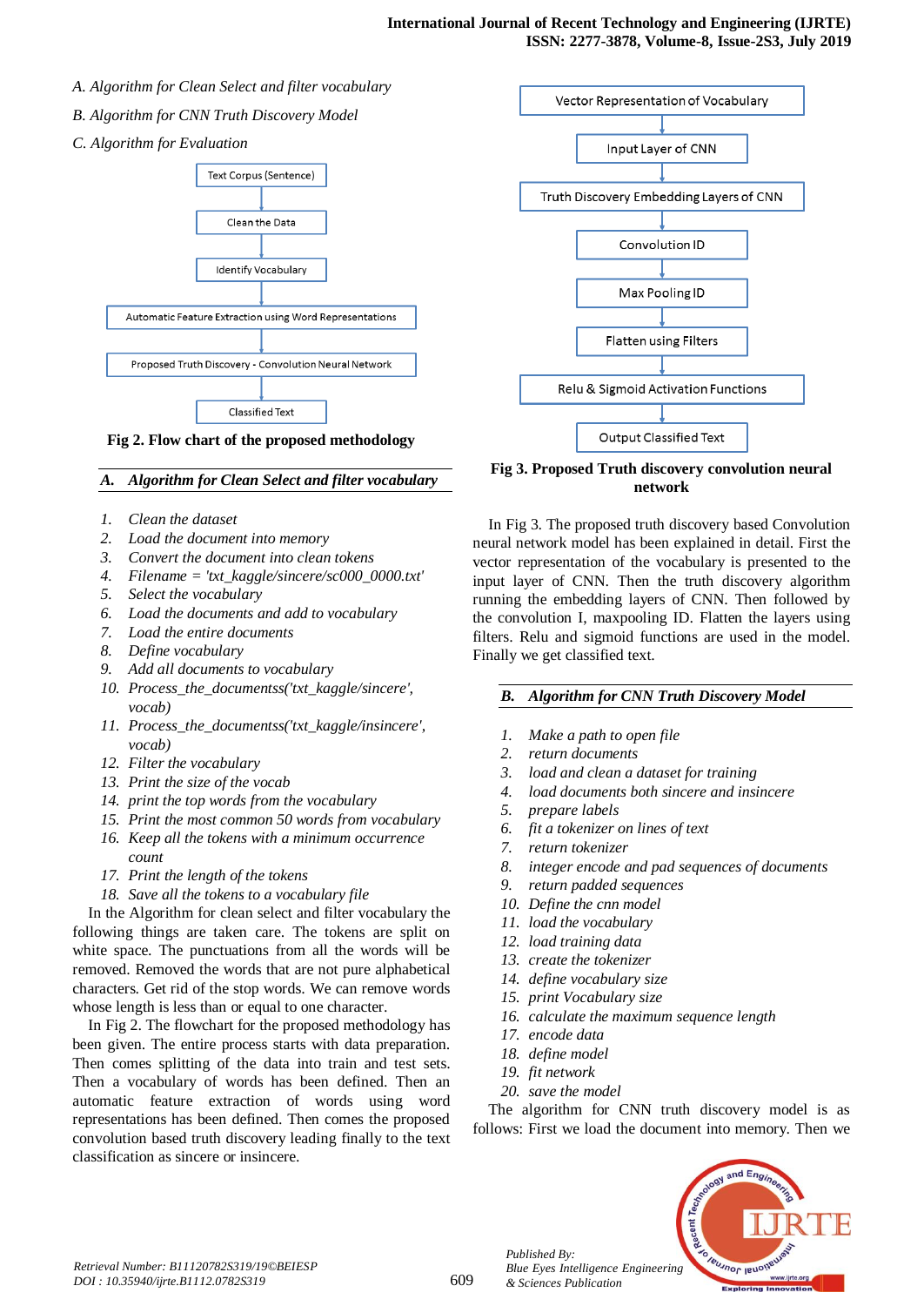*A. Algorithm for Clean Select and filter vocabulary*

*B. Algorithm for CNN Truth Discovery Model*

*C. Algorithm for Evaluation*

Text Corpus (Sentence) → Clean the Data → Identify Vocabulary → Automatic Feature Extraction using Word Representations → Proposed Truth Discovery - Convolution Neural Network → Classified Text

**Fig 2. Flow chart of the proposed methodology**

### *A. Algorithm for Clean Select and filter vocabulary*

1. *Clean the dataset*
2. *Load the document into memory*
3. *Convert the document into clean tokens*
4. *Filename = 'txt_kaggle/sincere/sc000_0000.txt'*
5. *Select the vocabulary*
6. *Load the documents and add to vocabulary*
7. *Load the entire documents*
8. *Define vocabulary*
9. *Add all documents to vocabulary*
10. *Process_the_documentss('txt_kaggle/sincere', vocab)*
11. *Process_the_documentss('txt_kaggle/insincere', vocab)*
12. *Filter the vocabulary*
13. *Print the size of the vocab*
14. *print the top words from the vocabulary*
15. *Print the most common 50 words from vocabulary*
16. *Keep all the tokens with a minimum occurrence count*
17. *Print the length of the tokens*
18. *Save all the tokens to a vocabulary file*

In the Algorithm for clean select and filter vocabulary the following things are taken care. The tokens are split on white space. The punctuations from all the words will be removed. Removed the words that are not pure alphabetical characters. Get rid of the stop words. We can remove words whose length is less than or equal to one character.

In Fig 2. The flowchart for the proposed methodology has been given. The entire process starts with data preparation. Then comes splitting of the data into train and test sets. Then a vocabulary of words has been defined. Then an automatic feature extraction of words using word representations has been defined. Then comes the proposed convolution based truth discovery leading finally to the text classification as sincere or insincere.

Vector Representation of Vocabulary → Input Layer of CNN → Truth Discovery Embedding Layers of CNN → Convolution ID → Max Pooling ID → Flatten using Filters → Relu & Sigmoid Activation Functions → Output Classified Text

**Fig 3. Proposed Truth discovery convolution neural network**

In Fig 3. The proposed truth discovery based Convolution neural network model has been explained in detail. First the vector representation of the vocabulary is presented to the input layer of CNN. Then the truth discovery algorithm running the embedding layers of CNN. Then followed by the convolution I, maxpooling ID. Flatten the layers using filters. Relu and sigmoid functions are used in the model. Finally we get classified text.

### *B. Algorithm for CNN Truth Discovery Model*

1. *Make a path to open file*
2. *return documents*
3. *load and clean a dataset for training*
4. *load documents both sincere and insincere*
5. *prepare labels*
6. *fit a tokenizer on lines of text*
7. *return tokenizer*
8. *integer encode and pad sequences of documents*
9. *return padded sequences*
10. *Define the cnn model*
11. *load the vocabulary*
12. *load training data*
13. *create the tokenizer*
14. *define vocabulary size*
15. *print Vocabulary size*
16. *calculate the maximum sequence length*
17. *encode data*
18. *define model*
19. *fit network*
20. *save the model*

The algorithm for CNN truth discovery model is as follows: First we load the document into memory. Then we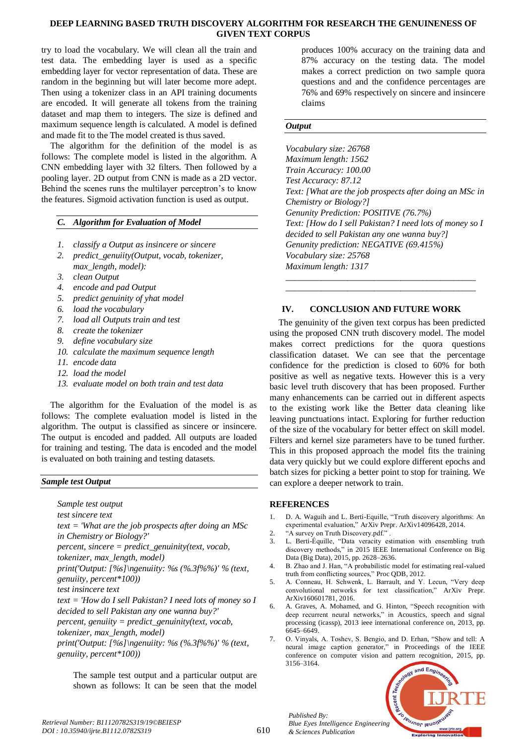try to load the vocabulary. We will clean all the train and test data. The embedding layer is used as a specific embedding layer for vector representation of data. These are random in the beginning but will later become more adept. Then using a tokenizer class in an API training documents are encoded. It will generate all tokens from the training dataset and map them to integers. The size is defined and maximum sequence length is calculated. A model is defined and made fit to the The model created is thus saved.

The algorithm for the definition of the model is as follows: The complete model is listed in the algorithm. A CNN embedding layer with 32 filters. Then followed by a pooling layer. 2D output from CNN is made as a 2D vector. Behind the scenes runs the multilayer perceptron's to know the features. Sigmoid activation function is used as output.

### *C. Algorithm for Evaluation of Model*

1. *classify a Output as insincere or sincere*
2. *predict_genuiity(Output, vocab, tokenizer, max_length, model):*
3. *clean Output*
4. *encode and pad Output*
5. *predict genuinity of yhat model*
6. *load the vocabulary*
7. *load all Outputs train and test*
8. *create the tokenizer*
9. *define vocabulary size*
10. *calculate the maximum sequence length*
11. *encode data*
12. *load the model*
13. *evaluate model on both train and test data*

The algorithm for the Evaluation of the model is as follows: The complete evaluation model is listed in the algorithm. The output is classified as sincere or insincere. The output is encoded and padded. All outputs are loaded for training and testing. The data is encoded and the model is evaluated on both training and testing datasets.

***Sample test Output***

*Sample test output*
*test sincere text*
*text = 'What are the job prospects after doing an MSc in Chemistry or Biology?'*
*percent, sincere = predict_genuinity(text, vocab, tokenizer, max_length, model)*
*print('Output: [%s]\ngenuiity: %s (%.3f%%)' % (text, genuity, percent*100))*
*test insincere text*
*text = 'How do I sell Pakistan? I need lots of money so I decided to sell Pakistan any one wanna buy?'*
*percent, genuiity = predict_genuinity(text, vocab, tokenizer, max_length, model)*
*print('Output: [%s]\ngenuiity: %s (%.3f%%)' % (text, genuity, percent*100))*

The sample test output and a particular output are shown as follows: It can be seen that the model produces 100% accuracy on the training data and 87% accuracy on the testing data. The model makes a correct prediction on two sample quora questions and and the confidence percentages are 76% and 69% respectively on sincere and insincere claims

***Output***

*Vocabulary size: 26768*
*Maximum length: 1562*
*Train Accuracy: 100.00*
*Test Accuracy: 87.12*
*Text: [What are the job prospects after doing an MSc in Chemistry or Biology?]*
*Genunity Prediction: POSITIVE (76.7%)*
*Text: [How do I sell Pakistan? I need lots of money so I decided to sell Pakistan any one wanna buy?]*
*Genunity prediction: NEGATIVE (69.415%)*
*Vocabulary size: 25768*
*Maximum length: 1317*

## IV. CONCLUSION AND FUTURE WORK

The genuinity of the given text corpus has been predicted using the proposed CNN truth discovery model. The model makes correct predictions for the quora questions classification dataset. We can see that the percentage confidence for the prediction is closed to 60% for both positive as well as negative texts. However this is a very basic level truth discovery that has been proposed. Further many enhancements can be carried out in different aspects to the existing work like the Better data cleaning like leaving punctuations intact. Exploring for further reduction of the size of the vocabulary for better effect on skill model. Filters and kernel size parameters have to be tuned further. This in this proposed approach the model fits the training data very quickly but we could explore different epochs and batch sizes for picking a better point to stop for training. We can explore a deeper network to train.

## REFERENCES

1. D. A. Waguih and L. Berti-Equille, "Truth discovery algorithms: An experimental evaluation," ArXiv Prepr. ArXiv14096428, 2014.
2. "A survey on Truth Discovery.pdf." .
3. L. Berti-Équille, "Data veracity estimation with ensembling truth discovery methods," in 2015 IEEE International Conference on Big Data (Big Data), 2015, pp. 2628–2636.
4. B. Zhao and J. Han, "A probabilistic model for estimating real-valued truth from conflicting sources," Proc QDB, 2012.
5. A. Conneau, H. Schwenk, L. Barrault, and Y. Lecun, "Very deep convolutional networks for text classification," ArXiv Prepr. ArXiv160601781, 2016.
6. A. Graves, A. Mohamed, and G. Hinton, "Speech recognition with deep recurrent neural networks," in Acoustics, speech and signal processing (icassp), 2013 ieee international conference on, 2013, pp. 6645–6649.
7. O. Vinyals, A. Toshev, S. Bengio, and D. Erhan, "Show and tell: A neural image caption generator," in Proceedings of the IEEE conference on computer vision and pattern recognition, 2015, pp. 3156–3164.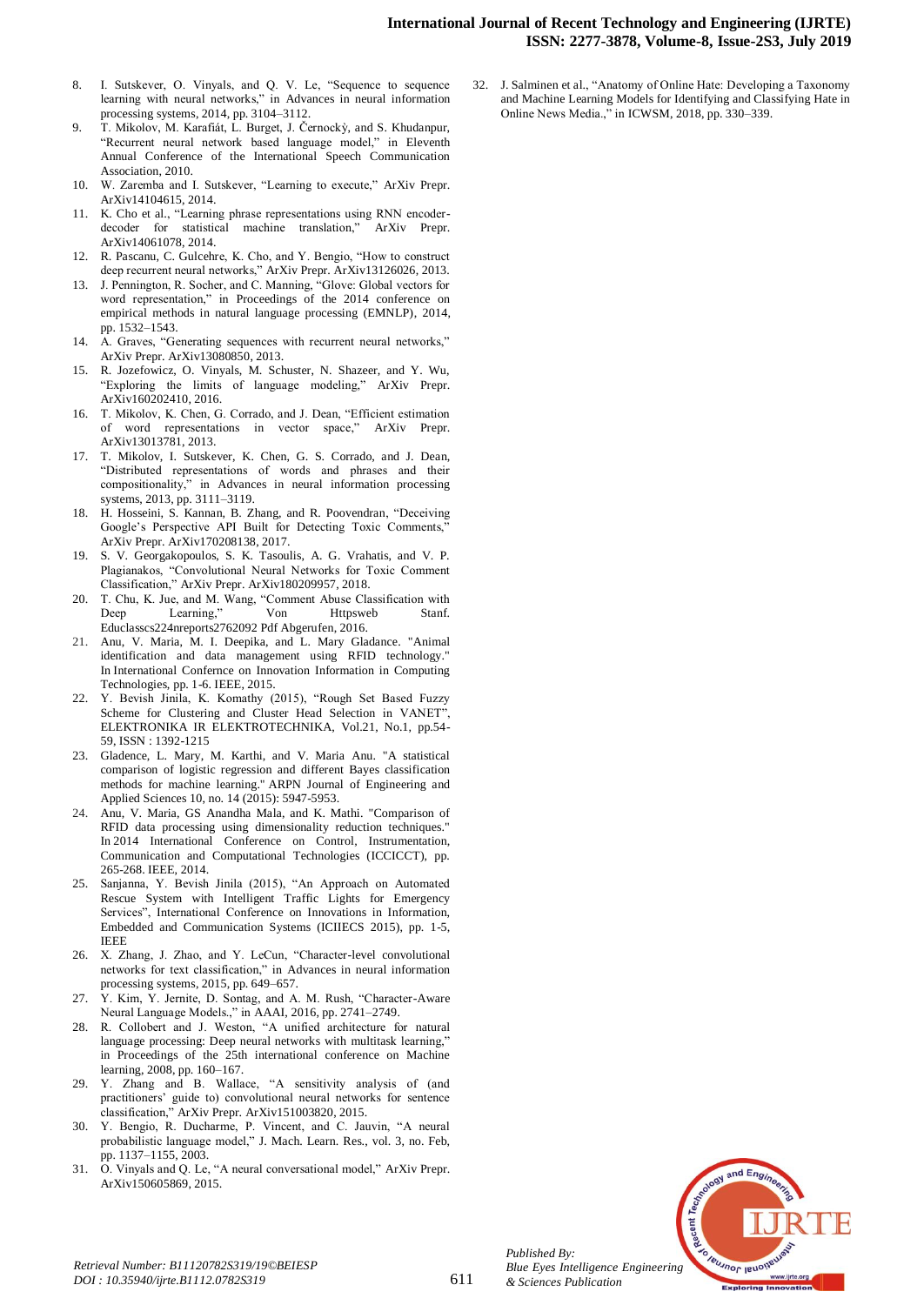8. I. Sutskever, O. Vinyals, and Q. V. Le, "Sequence to sequence learning with neural networks," in Advances in neural information processing systems, 2014, pp. 3104–3112.
9. T. Mikolov, M. Karafiát, L. Burget, J. Černocký, and S. Khudanpur, "Recurrent neural network based language model," in Eleventh Annual Conference of the International Speech Communication Association, 2010.
10. W. Zaremba and I. Sutskever, "Learning to execute," ArXiv Prepr. ArXiv14104615, 2014.
11. K. Cho et al., "Learning phrase representations using RNN encoder-decoder for statistical machine translation," ArXiv Prepr. ArXiv14061078, 2014.
12. R. Pascanu, C. Gulcehre, K. Cho, and Y. Bengio, "How to construct deep recurrent neural networks," ArXiv Prepr. ArXiv13126026, 2013.
13. J. Pennington, R. Socher, and C. Manning, "Glove: Global vectors for word representation," in Proceedings of the 2014 conference on empirical methods in natural language processing (EMNLP), 2014, pp. 1532–1543.
14. A. Graves, "Generating sequences with recurrent neural networks," ArXiv Prepr. ArXiv13080850, 2013.
15. R. Jozefowicz, O. Vinyals, M. Schuster, N. Shazeer, and Y. Wu, "Exploring the limits of language modeling," ArXiv Prepr. ArXiv160202410, 2016.
16. T. Mikolov, K. Chen, G. Corrado, and J. Dean, "Efficient estimation of word representations in vector space," ArXiv Prepr. ArXiv13013781, 2013.
17. T. Mikolov, I. Sutskever, K. Chen, G. S. Corrado, and J. Dean, "Distributed representations of words and phrases and their compositionality," in Advances in neural information processing systems, 2013, pp. 3111–3119.
18. H. Hosseini, S. Kannan, B. Zhang, and R. Poovendran, "Deceiving Google's Perspective API Built for Detecting Toxic Comments," ArXiv Prepr. ArXiv170208138, 2017.
19. S. V. Georgakopoulos, S. K. Tasoulis, A. G. Vrahatis, and V. P. Plagianakos, "Convolutional Neural Networks for Toxic Comment Classification," ArXiv Prepr. ArXiv180209957, 2018.
20. T. Chu, K. Jue, and M. Wang, "Comment Abuse Classification with Deep Learning," Von Httpsweb Stanf. Educlasscs224nreports2762092 Pdf Abgerufen, 2016.
21. Anu, V. Maria, M. I. Deepika, and L. Mary Gladance. "Animal identification and data management using RFID technology." In International Confernce on Innovation Information in Computing Technologies, pp. 1-6. IEEE, 2015.
22. Y. Bevish Jinila, K. Komathy (2015), "Rough Set Based Fuzzy Scheme for Clustering and Cluster Head Selection in VANET", ELEKTRONIKA IR ELEKTROTECHNIKA, Vol.21, No.1, pp.54-59, ISSN : 1392-1215
23. Gladence, L. Mary, M. Karthi, and V. Maria Anu. "A statistical comparison of logistic regression and different Bayes classification methods for machine learning." ARPN Journal of Engineering and Applied Sciences 10, no. 14 (2015): 5947-5953.
24. Anu, V. Maria, GS Anandha Mala, and K. Mathi. "Comparison of RFID data processing using dimensionality reduction techniques." In 2014 International Conference on Control, Instrumentation, Communication and Computational Technologies (ICCICCT), pp. 265-268. IEEE, 2014.
25. Sanjanna, Y. Bevish Jinila (2015), "An Approach on Automated Rescue System with Intelligent Traffic Lights for Emergency Services", International Conference on Innovations in Information, Embedded and Communication Systems (ICIIECS 2015), pp. 1-5, IEEE
26. X. Zhang, J. Zhao, and Y. LeCun, "Character-level convolutional networks for text classification," in Advances in neural information processing systems, 2015, pp. 649–657.
27. Y. Kim, Y. Jernite, D. Sontag, and A. M. Rush, "Character-Aware Neural Language Models.," in AAAI, 2016, pp. 2741–2749.
28. R. Collobert and J. Weston, "A unified architecture for natural language processing: Deep neural networks with multitask learning," in Proceedings of the 25th international conference on Machine learning, 2008, pp. 160–167.
29. Y. Zhang and B. Wallace, "A sensitivity analysis of (and practitioners' guide to) convolutional neural networks for sentence classification," ArXiv Prepr. ArXiv151003820, 2015.
30. Y. Bengio, R. Ducharme, P. Vincent, and C. Jauvin, "A neural probabilistic language model," J. Mach. Learn. Res., vol. 3, no. Feb, pp. 1137–1155, 2003.
31. O. Vinyals and Q. Le, "A neural conversational model," ArXiv Prepr. ArXiv150605869, 2015.
32. J. Salminen et al., "Anatomy of Online Hate: Developing a Taxonomy and Machine Learning Models for Identifying and Classifying Hate in Online News Media.," in ICWSM, 2018, pp. 330–339.